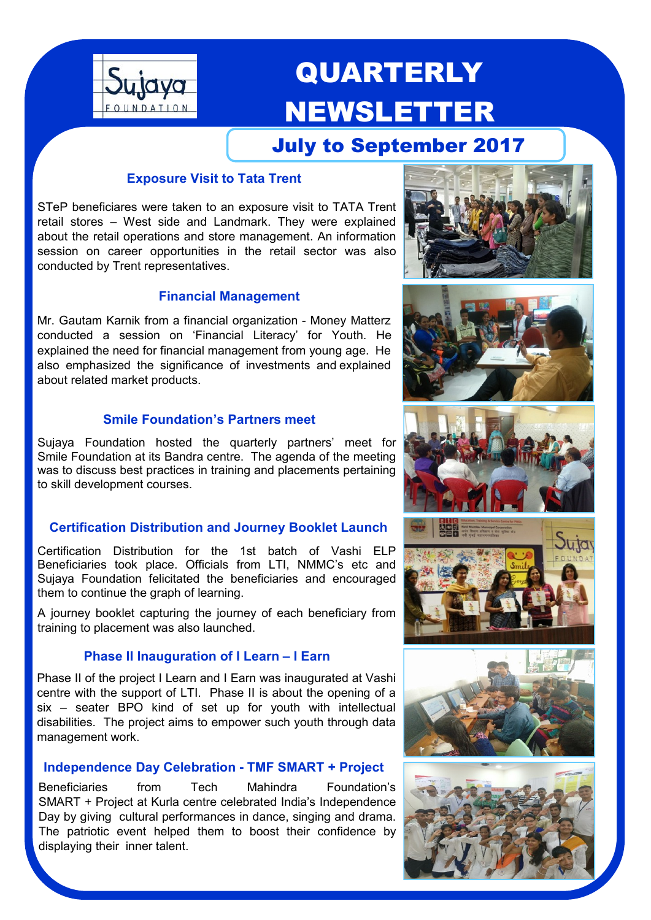Sujaya FOUNDATION

# QUARTERLY NEWSLETTER

## July to September 2017

### Exposure Visit to Tata Trent

STeP beneficiares were taken to an exposure visit to TATA Trent retail stores – West side and Landmark. They were explained about the retail operations and store management. An information session on career opportunities in the retail sector was also conducted by Trent representatives.

### Financial Management

Mr. Gautam Karnik from a financial organization - Money Matterz conducted a session on 'Financial Literacy' for Youth. He explained the need for financial management from young age. He also emphasized the significance of investments and explained about related market products.

### Smile Foundation's Partners meet

Sujaya Foundation hosted the quarterly partners' meet for Smile Foundation at its Bandra centre. The agenda of the meeting was to discuss best practices in training and placements pertaining to skill development courses.

### Certification Distribution and Journey Booklet Launch

Certification Distribution for the 1st batch of Vashi ELP Beneficiaries took place. Officials from LTI, NMMC's etc and Sujaya Foundation felicitated the beneficiaries and encouraged them to continue the graph of learning.

A journey booklet capturing the journey of each beneficiary from training to placement was also launched.

### Phase II Inauguration of I Learn – I Earn

Phase II of the project I Learn and I Earn was inaugurated at Vashi centre with the support of LTI. Phase II is about the opening of a six – seater BPO kind of set up for youth with intellectual disabilities. The project aims to empower such youth through data management work.

### Independence Day Celebration - TMF SMART + Project

Beneficiaries from Tech Mahindra Foundation's SMART + Project at Kurla centre celebrated India's Independence Day by giving cultural performances in dance, singing and drama. The patriotic event helped them to boost their confidence by displaying their inner talent.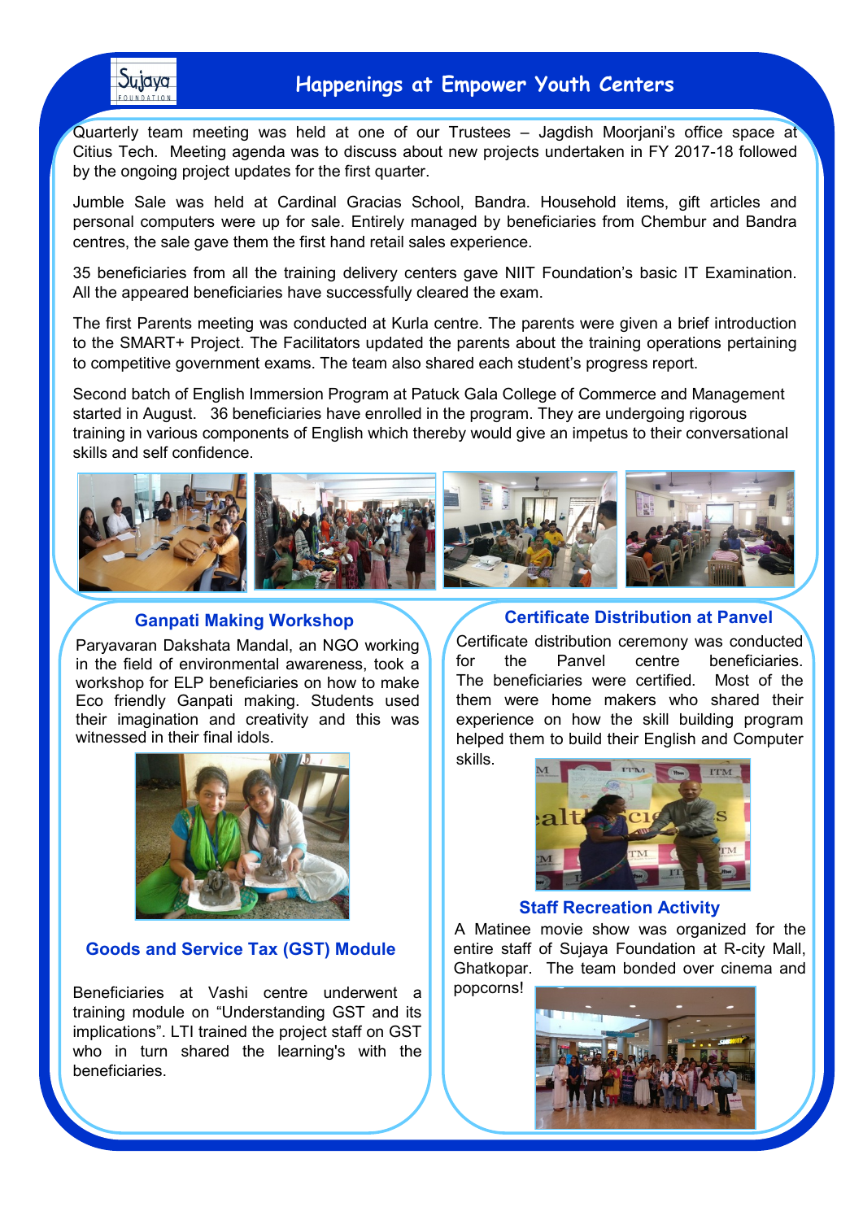# Happenings at Empower Youth Centers

Quarterly team meeting was held at one of our Trustees – Jagdish Moorjani's office space at Citius Tech. Meeting agenda was to discuss about new projects undertaken in FY 2017-18 followed by the ongoing project updates for the first quarter.

Jumble Sale was held at Cardinal Gracias School, Bandra. Household items, gift articles and personal computers were up for sale. Entirely managed by beneficiaries from Chembur and Bandra centres, the sale gave them the first hand retail sales experience.

35 beneficiaries from all the training delivery centers gave NIIT Foundation's basic IT Examination. All the appeared beneficiaries have successfully cleared the exam.

The first Parents meeting was conducted at Kurla centre. The parents were given a brief introduction to the SMART+ Project. The Facilitators updated the parents about the training operations pertaining to competitive government exams. The team also shared each student's progress report.

Second batch of English Immersion Program at Patuck Gala College of Commerce and Management started in August. 36 beneficiaries have enrolled in the program. They are undergoing rigorous training in various components of English which thereby would give an impetus to their conversational skills and self confidence.

## Ganpati Making Workshop

Paryavaran Dakshata Mandal, an NGO working in the field of environmental awareness, took a workshop for ELP beneficiaries on how to make Eco friendly Ganpati making. Students used their imagination and creativity and this was witnessed in their final idols.

## Goods and Service Tax (GST) Module

Beneficiaries at Vashi centre underwent a training module on "Understanding GST and its implications". LTI trained the project staff on GST who in turn shared the learning's with the beneficiaries.

## Certificate Distribution at Panvel

Certificate distribution ceremony was conducted for the Panvel centre beneficiaries. The beneficiaries were certified. Most of the them were home makers who shared their experience on how the skill building program helped them to build their English and Computer skills.

## Staff Recreation Activity

A Matinee movie show was organized for the entire staff of Sujaya Foundation at R-city Mall, Ghatkopar. The team bonded over cinema and popcorns!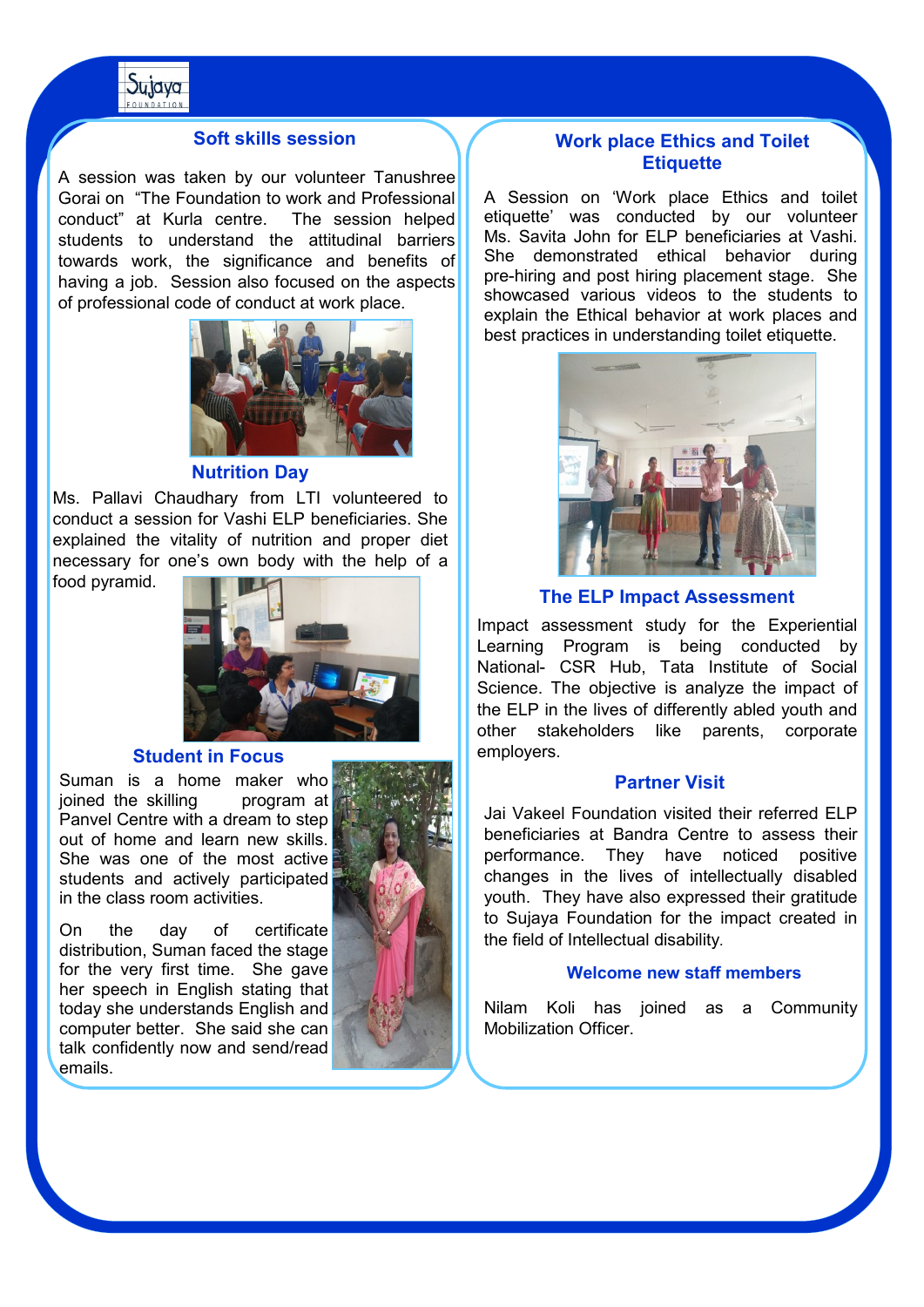## Soft skills session

A session was taken by our volunteer Tanushree Gorai on "The Foundation to work and Professional conduct" at Kurla centre. The session helped students to understand the attitudinal barriers towards work, the significance and benefits of having a job. Session also focused on the aspects of professional code of conduct at work place.

## Nutrition Day

Ms. Pallavi Chaudhary from LTI volunteered to conduct a session for Vashi ELP beneficiaries. She explained the vitality of nutrition and proper diet necessary for one's own body with the help of a food pyramid.

## Student in Focus

Suman is a home maker who joined the skilling program at Panvel Centre with a dream to step out of home and learn new skills. She was one of the most active students and actively participated in the class room activities.

On the day of certificate distribution, Suman faced the stage for the very first time. She gave her speech in English stating that today she understands English and computer better. She said she can talk confidently now and send/read emails.

## Work place Ethics and Toilet Etiquette

A Session on 'Work place Ethics and toilet etiquette' was conducted by our volunteer Ms. Savita John for ELP beneficiaries at Vashi. She demonstrated ethical behavior during pre-hiring and post hiring placement stage. She showcased various videos to the students to explain the Ethical behavior at work places and best practices in understanding toilet etiquette.

## The ELP Impact Assessment

Impact assessment study for the Experiential Learning Program is being conducted by National- CSR Hub, Tata Institute of Social Science. The objective is analyze the impact of the ELP in the lives of differently abled youth and other stakeholders like parents, corporate employers.

## Partner Visit

Jai Vakeel Foundation visited their referred ELP beneficiaries at Bandra Centre to assess their performance. They have noticed positive changes in the lives of intellectually disabled youth. They have also expressed their gratitude to Sujaya Foundation for the impact created in the field of Intellectual disability.

## Welcome new staff members

Nilam Koli has joined as a Community Mobilization Officer.